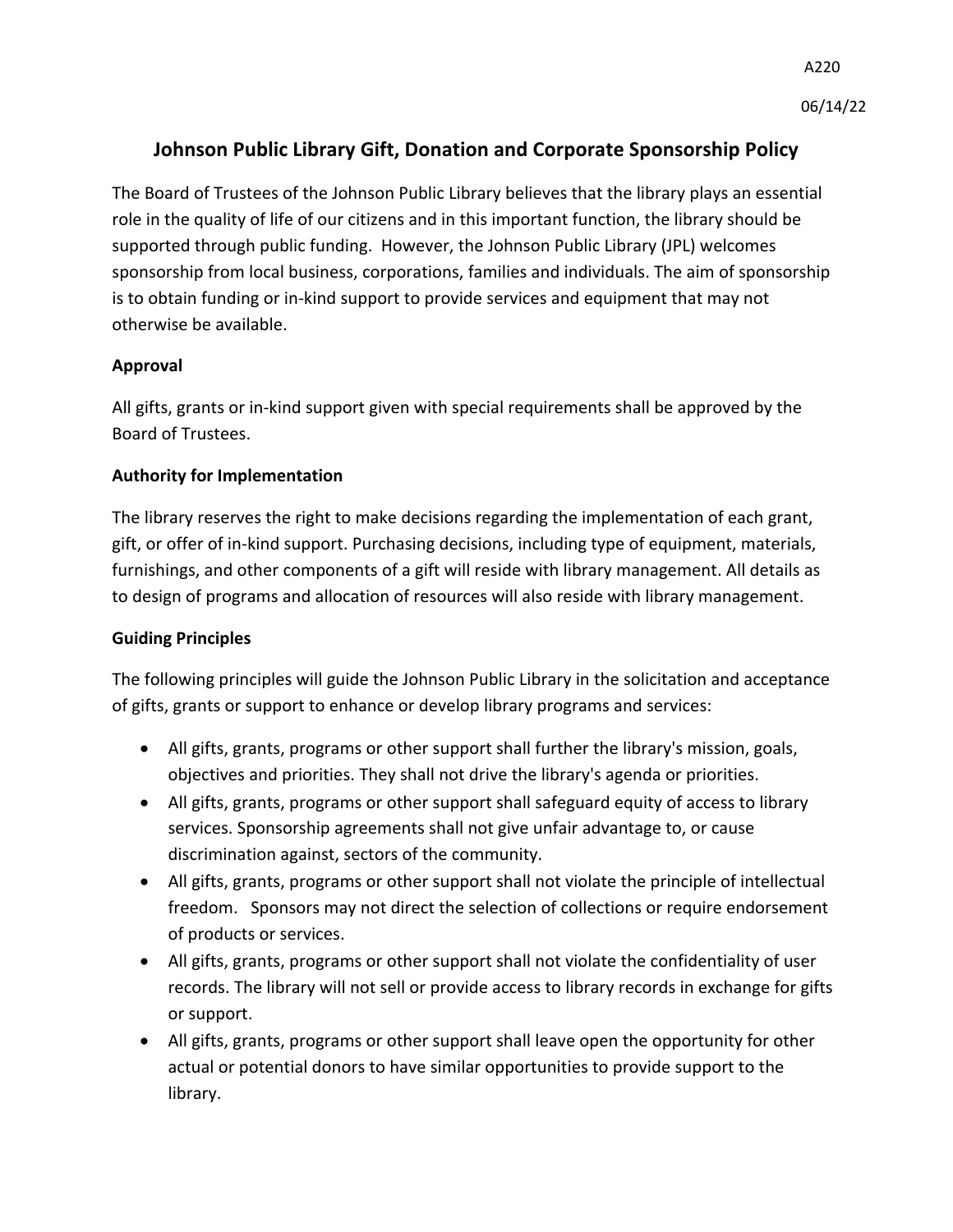A220

06/14/22

# Johnson Public Library Gift, Donation and Corporate Sponsorship Policy

The Board of Trustees of the Johnson Public Library believes that the library plays an essential role in the quality of life of our citizens and in this important function, the library should be supported through public funding. However, the Johnson Public Library (JPL) welcomes sponsorship from local business, corporations, families and individuals. The aim of sponsorship is to obtain funding or in-kind support to provide services and equipment that may not otherwise be available.

**Approval**

All gifts, grants or in-kind support given with special requirements shall be approved by the Board of Trustees.

**Authority for Implementation**

The library reserves the right to make decisions regarding the implementation of each grant, gift, or offer of in-kind support. Purchasing decisions, including type of equipment, materials, furnishings, and other components of a gift will reside with library management. All details as to design of programs and allocation of resources will also reside with library management.

**Guiding Principles**

The following principles will guide the Johnson Public Library in the solicitation and acceptance of gifts, grants or support to enhance or develop library programs and services:

- All gifts, grants, programs or other support shall further the library's mission, goals, objectives and priorities. They shall not drive the library's agenda or priorities.
- All gifts, grants, programs or other support shall safeguard equity of access to library services. Sponsorship agreements shall not give unfair advantage to, or cause discrimination against, sectors of the community.
- All gifts, grants, programs or other support shall not violate the principle of intellectual freedom. Sponsors may not direct the selection of collections or require endorsement of products or services.
- All gifts, grants, programs or other support shall not violate the confidentiality of user records. The library will not sell or provide access to library records in exchange for gifts or support.
- All gifts, grants, programs or other support shall leave open the opportunity for other actual or potential donors to have similar opportunities to provide support to the library.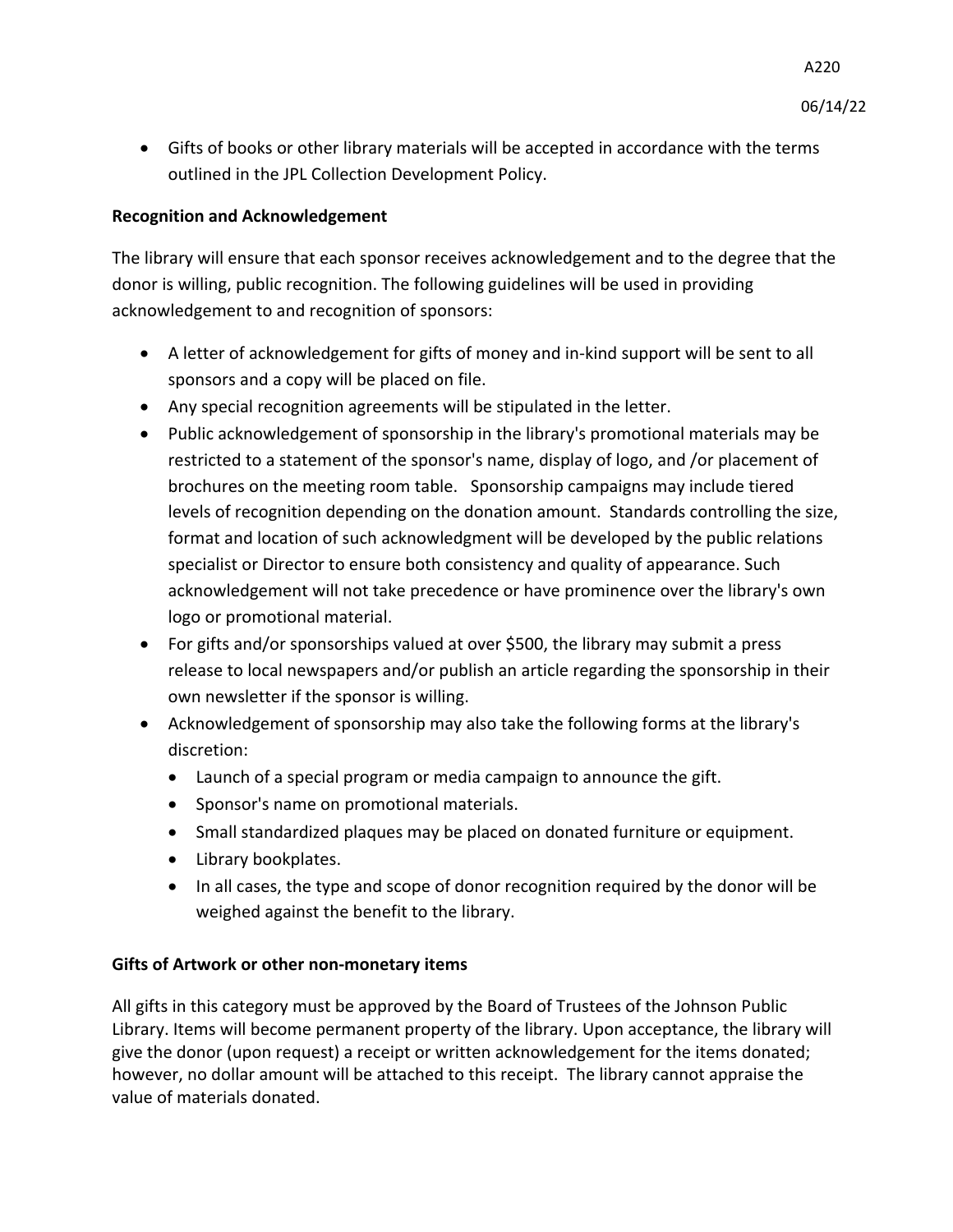- Gifts of books or other library materials will be accepted in accordance with the terms outlined in the JPL Collection Development Policy.

**Recognition and Acknowledgement**

The library will ensure that each sponsor receives acknowledgement and to the degree that the donor is willing, public recognition. The following guidelines will be used in providing acknowledgement to and recognition of sponsors:

- A letter of acknowledgement for gifts of money and in-kind support will be sent to all sponsors and a copy will be placed on file.
- Any special recognition agreements will be stipulated in the letter.
- Public acknowledgement of sponsorship in the library's promotional materials may be restricted to a statement of the sponsor's name, display of logo, and /or placement of brochures on the meeting room table. Sponsorship campaigns may include tiered levels of recognition depending on the donation amount. Standards controlling the size, format and location of such acknowledgment will be developed by the public relations specialist or Director to ensure both consistency and quality of appearance. Such acknowledgement will not take precedence or have prominence over the library's own logo or promotional material.
- For gifts and/or sponsorships valued at over $500, the library may submit a press release to local newspapers and/or publish an article regarding the sponsorship in their own newsletter if the sponsor is willing.
- Acknowledgement of sponsorship may also take the following forms at the library's discretion:
  - Launch of a special program or media campaign to announce the gift.
  - Sponsor's name on promotional materials.
  - Small standardized plaques may be placed on donated furniture or equipment.
  - Library bookplates.
  - In all cases, the type and scope of donor recognition required by the donor will be weighed against the benefit to the library.

**Gifts of Artwork or other non-monetary items**

All gifts in this category must be approved by the Board of Trustees of the Johnson Public Library. Items will become permanent property of the library. Upon acceptance, the library will give the donor (upon request) a receipt or written acknowledgement for the items donated; however, no dollar amount will be attached to this receipt. The library cannot appraise the value of materials donated.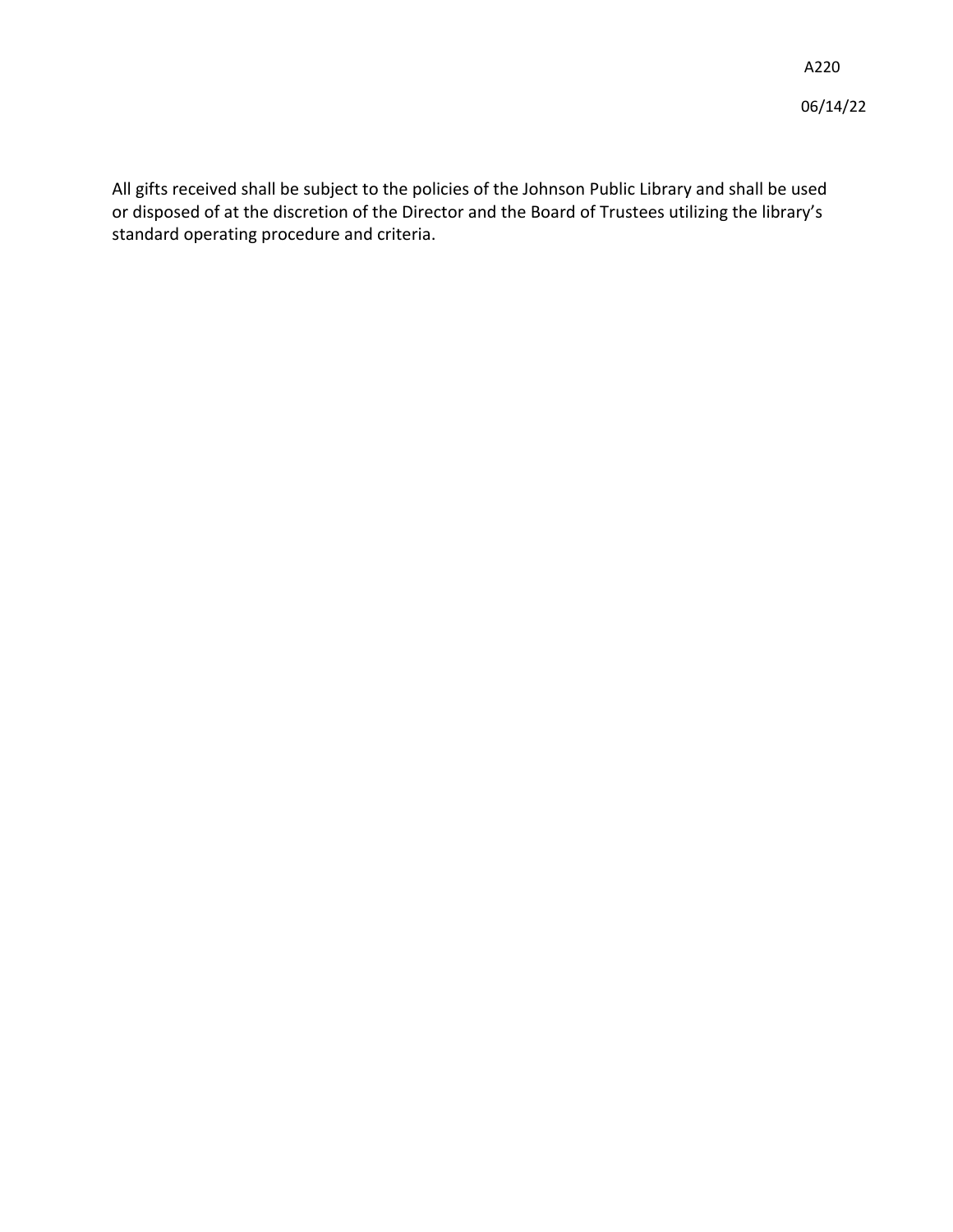All gifts received shall be subject to the policies of the Johnson Public Library and shall be used or disposed of at the discretion of the Director and the Board of Trustees utilizing the library's standard operating procedure and criteria.